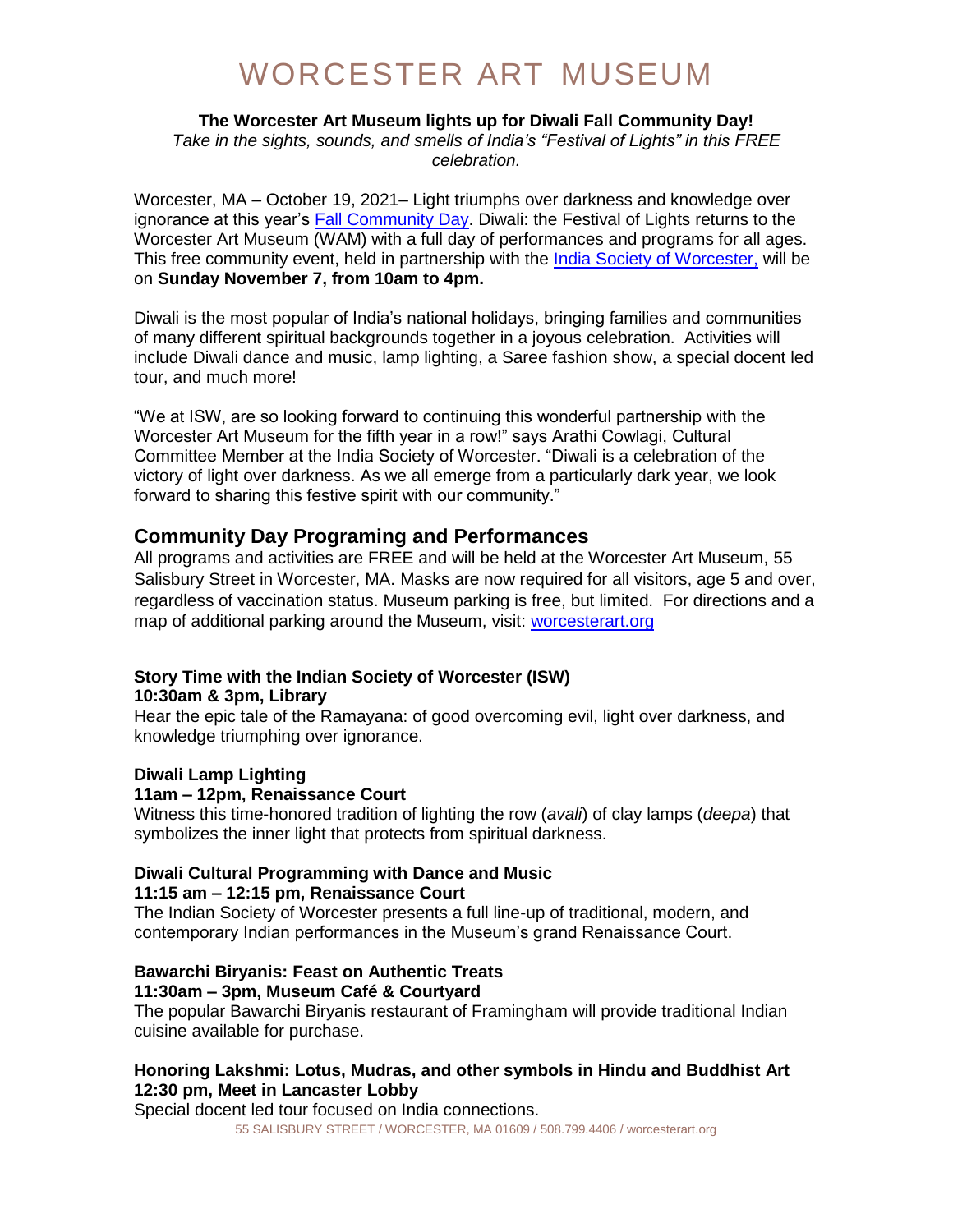# WORCESTER ART MUSEUM

**The Worcester Art Museum lights up for Diwali Fall Community Day!**

*Take in the sights, sounds, and smells of India's "Festival of Lights" in this FREE celebration.*

Worcester, MA – October 19, 2021– Light triumphs over darkness and knowledge over ignorance at this year's Fall Community Day. Diwali: the Festival of Lights returns to the Worcester Art Museum (WAM) with a full day of performances and programs for all ages. This free community event, held in partnership with the India Society of Worcester, will be on **Sunday November 7, from 10am to 4pm.**

Diwali is the most popular of India's national holidays, bringing families and communities of many different spiritual backgrounds together in a joyous celebration. Activities will include Diwali dance and music, lamp lighting, a Saree fashion show, a special docent led tour, and much more!

"We at ISW, are so looking forward to continuing this wonderful partnership with the Worcester Art Museum for the fifth year in a row!" says Arathi Cowlagi, Cultural Committee Member at the India Society of Worcester. "Diwali is a celebration of the victory of light over darkness. As we all emerge from a particularly dark year, we look forward to sharing this festive spirit with our community."

## Community Day Programing and Performances

All programs and activities are FREE and will be held at the Worcester Art Museum, 55 Salisbury Street in Worcester, MA. Masks are now required for all visitors, age 5 and over, regardless of vaccination status. Museum parking is free, but limited. For directions and a map of additional parking around the Museum, visit: worcesterart.org

**Story Time with the Indian Society of Worcester (ISW)**
**10:30am & 3pm, Library**
Hear the epic tale of the Ramayana: of good overcoming evil, light over darkness, and knowledge triumphing over ignorance.

**Diwali Lamp Lighting**
**11am – 12pm, Renaissance Court**
Witness this time-honored tradition of lighting the row (*avali*) of clay lamps (*deepa*) that symbolizes the inner light that protects from spiritual darkness.

**Diwali Cultural Programming with Dance and Music**
**11:15 am – 12:15 pm, Renaissance Court**
The Indian Society of Worcester presents a full line-up of traditional, modern, and contemporary Indian performances in the Museum's grand Renaissance Court.

**Bawarchi Biryanis: Feast on Authentic Treats**
**11:30am – 3pm, Museum Café & Courtyard**
The popular Bawarchi Biryanis restaurant of Framingham will provide traditional Indian cuisine available for purchase.

**Honoring Lakshmi: Lotus, Mudras, and other symbols in Hindu and Buddhist Art**
**12:30 pm, Meet in Lancaster Lobby**
Special docent led tour focused on India connections.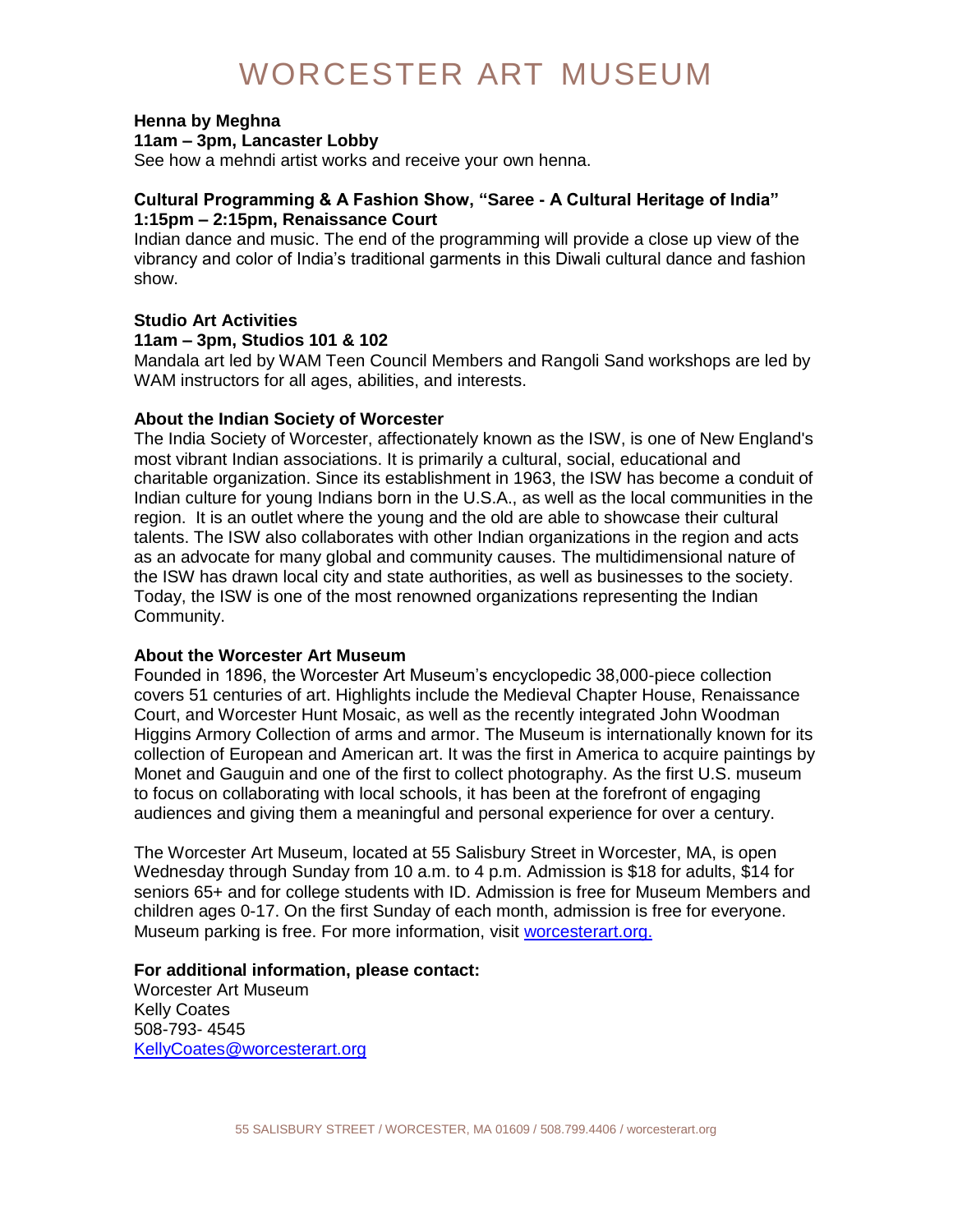**Henna by Meghna**
**11am – 3pm, Lancaster Lobby**
See how a mehndi artist works and receive your own henna.

**Cultural Programming & A Fashion Show, "Saree - A Cultural Heritage of India"**
**1:15pm – 2:15pm, Renaissance Court**
Indian dance and music. The end of the programming will provide a close up view of the vibrancy and color of India's traditional garments in this Diwali cultural dance and fashion show.

**Studio Art Activities**
**11am – 3pm, Studios 101 & 102**
Mandala art led by WAM Teen Council Members and Rangoli Sand workshops are led by WAM instructors for all ages, abilities, and interests.

**About the Indian Society of Worcester**
The India Society of Worcester, affectionately known as the ISW, is one of New England's most vibrant Indian associations. It is primarily a cultural, social, educational and charitable organization. Since its establishment in 1963, the ISW has become a conduit of Indian culture for young Indians born in the U.S.A., as well as the local communities in the region. It is an outlet where the young and the old are able to showcase their cultural talents. The ISW also collaborates with other Indian organizations in the region and acts as an advocate for many global and community causes. The multidimensional nature of the ISW has drawn local city and state authorities, as well as businesses to the society. Today, the ISW is one of the most renowned organizations representing the Indian Community.

**About the Worcester Art Museum**
Founded in 1896, the Worcester Art Museum's encyclopedic 38,000-piece collection covers 51 centuries of art. Highlights include the Medieval Chapter House, Renaissance Court, and Worcester Hunt Mosaic, as well as the recently integrated John Woodman Higgins Armory Collection of arms and armor. The Museum is internationally known for its collection of European and American art. It was the first in America to acquire paintings by Monet and Gauguin and one of the first to collect photography. As the first U.S. museum to focus on collaborating with local schools, it has been at the forefront of engaging audiences and giving them a meaningful and personal experience for over a century.

The Worcester Art Museum, located at 55 Salisbury Street in Worcester, MA, is open Wednesday through Sunday from 10 a.m. to 4 p.m. Admission is $18 for adults, $14 for seniors 65+ and for college students with ID. Admission is free for Museum Members and children ages 0-17. On the first Sunday of each month, admission is free for everyone. Museum parking is free. For more information, visit [worcesterart.org.](http://worcesterart.org)

**For additional information, please contact:**
Worcester Art Museum
Kelly Coates
508-793- 4545
[KellyCoates@worcesterart.org](mailto:KellyCoates@worcesterart.org)